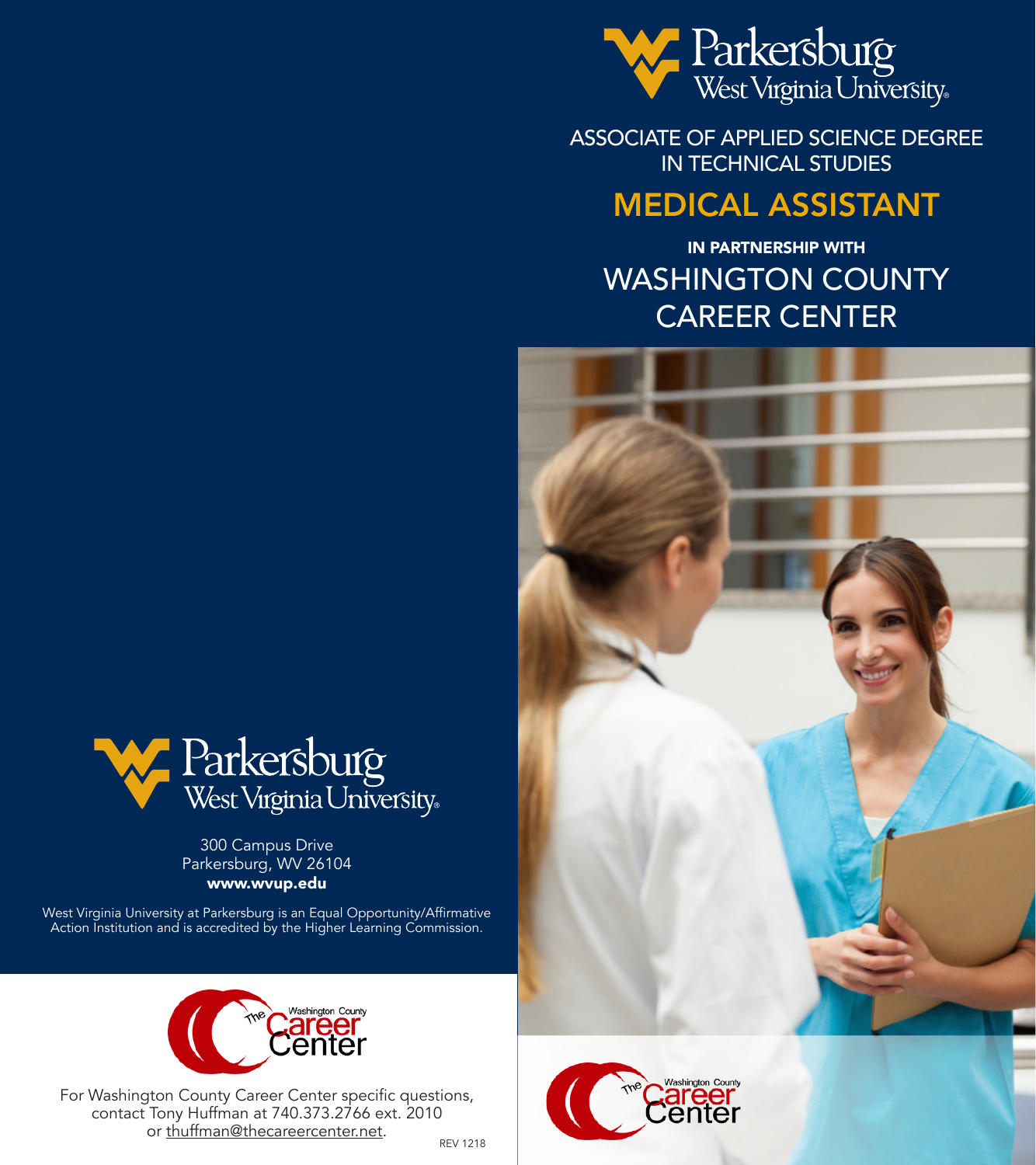Parkersburg West Virginia University

300 Campus Drive
Parkersburg, WV 26104
**www.wvup.edu**

West Virginia University at Parkersburg is an Equal Opportunity/Affirmative Action Institution and is accredited by the Higher Learning Commission.

The Washington County Career Center

For Washington County Career Center specific questions, contact Tony Huffman at 740.373.2766 ext. 2010 or thuffman@thecareercenter.net.

REV 1218

Parkersburg West Virginia University

ASSOCIATE OF APPLIED SCIENCE DEGREE IN TECHNICAL STUDIES

# MEDICAL ASSISTANT

**IN PARTNERSHIP WITH**

## WASHINGTON COUNTY CAREER CENTER

The Washington County Career Center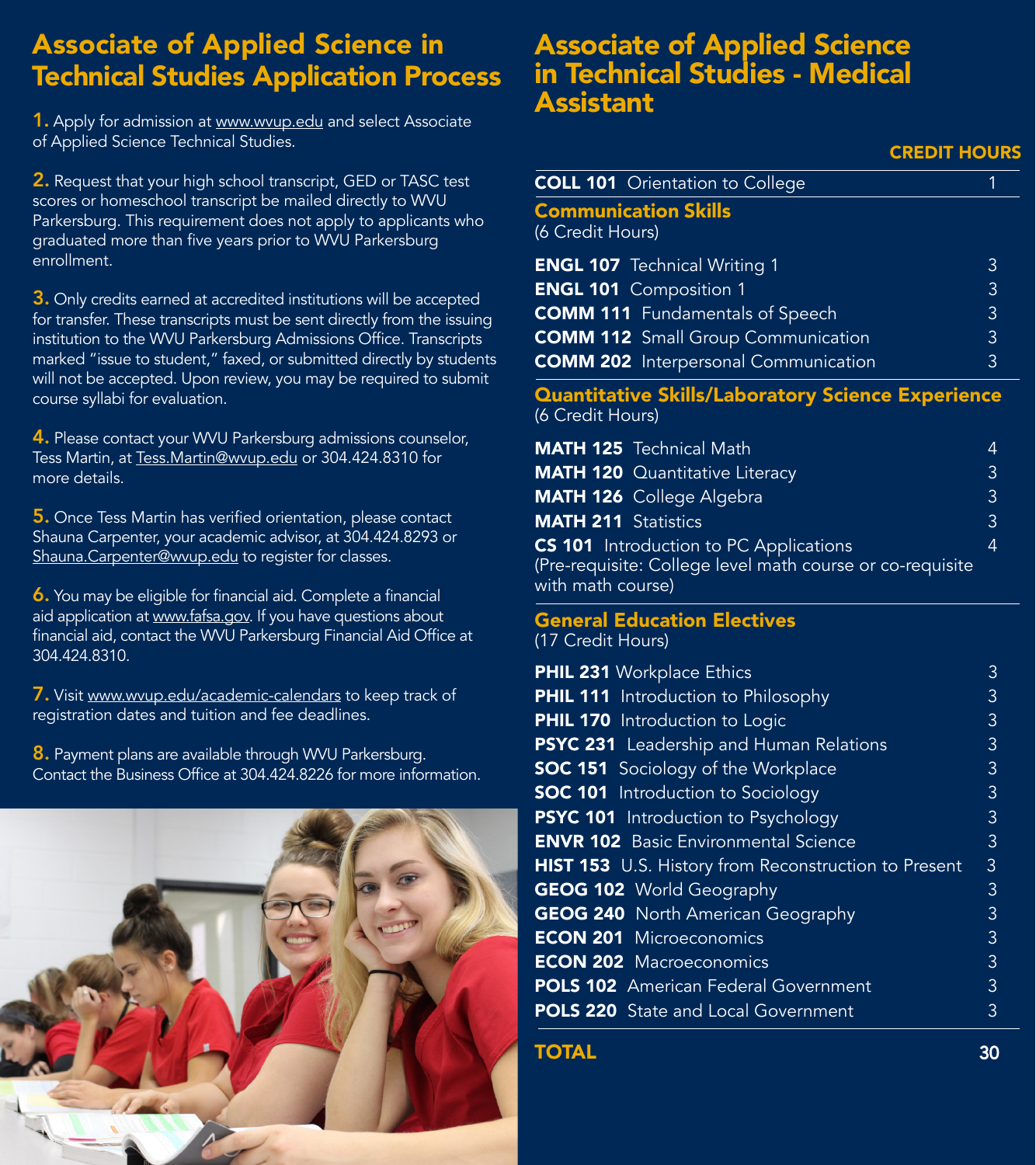## Associate of Applied Science in Technical Studies Application Process

1. Apply for admission at www.wvup.edu and select Associate of Applied Science Technical Studies.

2. Request that your high school transcript, GED or TASC test scores or homeschool transcript be mailed directly to WVU Parkersburg. This requirement does not apply to applicants who graduated more than five years prior to WVU Parkersburg enrollment.

3. Only credits earned at accredited institutions will be accepted for transfer. These transcripts must be sent directly from the issuing institution to the WVU Parkersburg Admissions Office. Transcripts marked "issue to student," faxed, or submitted directly by students will not be accepted. Upon review, you may be required to submit course syllabi for evaluation.

4. Please contact your WVU Parkersburg admissions counselor, Tess Martin, at Tess.Martin@wvup.edu or 304.424.8310 for more details.

5. Once Tess Martin has verified orientation, please contact Shauna Carpenter, your academic advisor, at 304.424.8293 or Shauna.Carpenter@wvup.edu to register for classes.

6. You may be eligible for financial aid. Complete a financial aid application at www.fafsa.gov. If you have questions about financial aid, contact the WVU Parkersburg Financial Aid Office at 304.424.8310.

7. Visit www.wvup.edu/academic-calendars to keep track of registration dates and tuition and fee deadlines.

8. Payment plans are available through WVU Parkersburg. Contact the Business Office at 304.424.8226 for more information.

## Associate of Applied Science in Technical Studies - Medical Assistant

| | CREDIT HOURS |
|---|---|
| **COLL 101** Orientation to College | 1 |
| **Communication Skills** (6 Credit Hours) | |
| **ENGL 107** Technical Writing 1 | 3 |
| **ENGL 101** Composition 1 | 3 |
| **COMM 111** Fundamentals of Speech | 3 |
| **COMM 112** Small Group Communication | 3 |
| **COMM 202** Interpersonal Communication | 3 |
| **Quantitative Skills/Laboratory Science Experience** (6 Credit Hours) | |
| **MATH 125** Technical Math | 4 |
| **MATH 120** Quantitative Literacy | 3 |
| **MATH 126** College Algebra | 3 |
| **MATH 211** Statistics | 3 |
| **CS 101** Introduction to PC Applications (Pre-requisite: College level math course or co-requisite with math course) | 4 |
| **General Education Electives** (17 Credit Hours) | |
| **PHIL 231** Workplace Ethics | 3 |
| **PHIL 111** Introduction to Philosophy | 3 |
| **PHIL 170** Introduction to Logic | 3 |
| **PSYC 231** Leadership and Human Relations | 3 |
| **SOC 151** Sociology of the Workplace | 3 |
| **SOC 101** Introduction to Sociology | 3 |
| **PSYC 101** Introduction to Psychology | 3 |
| **ENVR 102** Basic Environmental Science | 3 |
| **HIST 153** U.S. History from Reconstruction to Present | 3 |
| **GEOG 102** World Geography | 3 |
| **GEOG 240** North American Geography | 3 |
| **ECON 201** Microeconomics | 3 |
| **ECON 202** Macroeconomics | 3 |
| **POLS 102** American Federal Government | 3 |
| **POLS 220** State and Local Government | 3 |
| **TOTAL** | **30** |